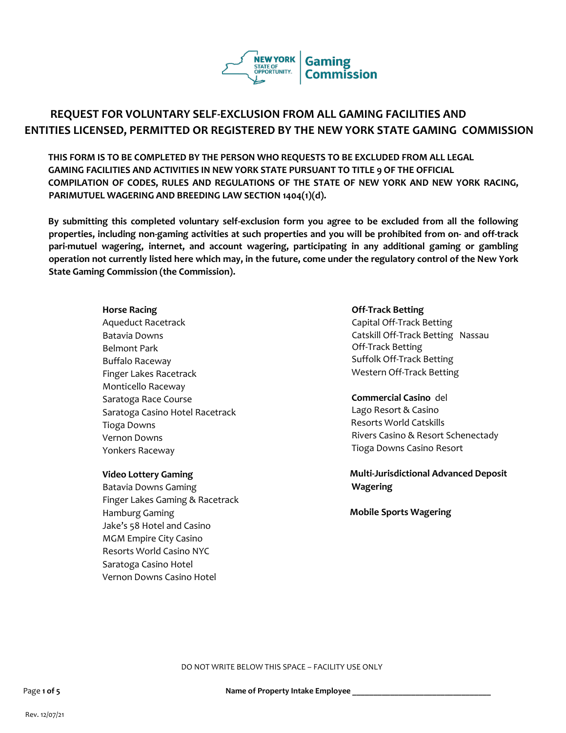# REQUEST FOR VOLUNTARY SELF-EXCLUSION FROM ALL GAMING FACILITIES AND ENTITIES LICENSED, PERMITTED OR REGISTERED BY THE NEW YORK STATE GAMING COMMISSION

**THIS FORM IS TO BE COMPLETED BY THE PERSON WHO REQUESTS TO BE EXCLUDED FROM ALL LEGAL GAMING FACILITIES AND ACTIVITIES IN NEW YORK STATE PURSUANT TO TITLE 9 OF THE OFFICIAL COMPILATION OF CODES, RULES AND REGULATIONS OF THE STATE OF NEW YORK AND NEW YORK RACING, PARIMUTUEL WAGERING AND BREEDING LAW SECTION 1404(1)(d).**

**By submitting this completed voluntary self-exclusion form you agree to be excluded from all the following properties, including non-gaming activities at such properties and you will be prohibited from on- and off-track pari-mutuel wagering, internet, and account wagering, participating in any additional gaming or gambling operation not currently listed here which may, in the future, come under the regulatory control of the New York State Gaming Commission (the Commission).**

**Horse Racing**
Aqueduct Racetrack
Batavia Downs
Belmont Park
Buffalo Raceway
Finger Lakes Racetrack
Monticello Raceway
Saratoga Race Course
Saratoga Casino Hotel Racetrack
Tioga Downs
Vernon Downs
Yonkers Raceway

**Video Lottery Gaming**
Batavia Downs Gaming
Finger Lakes Gaming & Racetrack
Hamburg Gaming
Jake's 58 Hotel and Casino
MGM Empire City Casino
Resorts World Casino NYC
Saratoga Casino Hotel
Vernon Downs Casino Hotel

**Off-Track Betting**
Capital Off-Track Betting
Catskill Off-Track Betting
Nassau Off-Track Betting
Suffolk Off-Track Betting
Western Off-Track Betting

**Commercial Casino**
del Lago Resort & Casino
Resorts World Catskills
Rivers Casino & Resort Schenectady
Tioga Downs Casino Resort

**Multi-Jurisdictional Advanced Deposit Wagering**

**Mobile Sports Wagering**

DO NOT WRITE BELOW THIS SPACE – FACILITY USE ONLY

**Name of Property Intake Employee** ________________________________

Rev. 12/07/21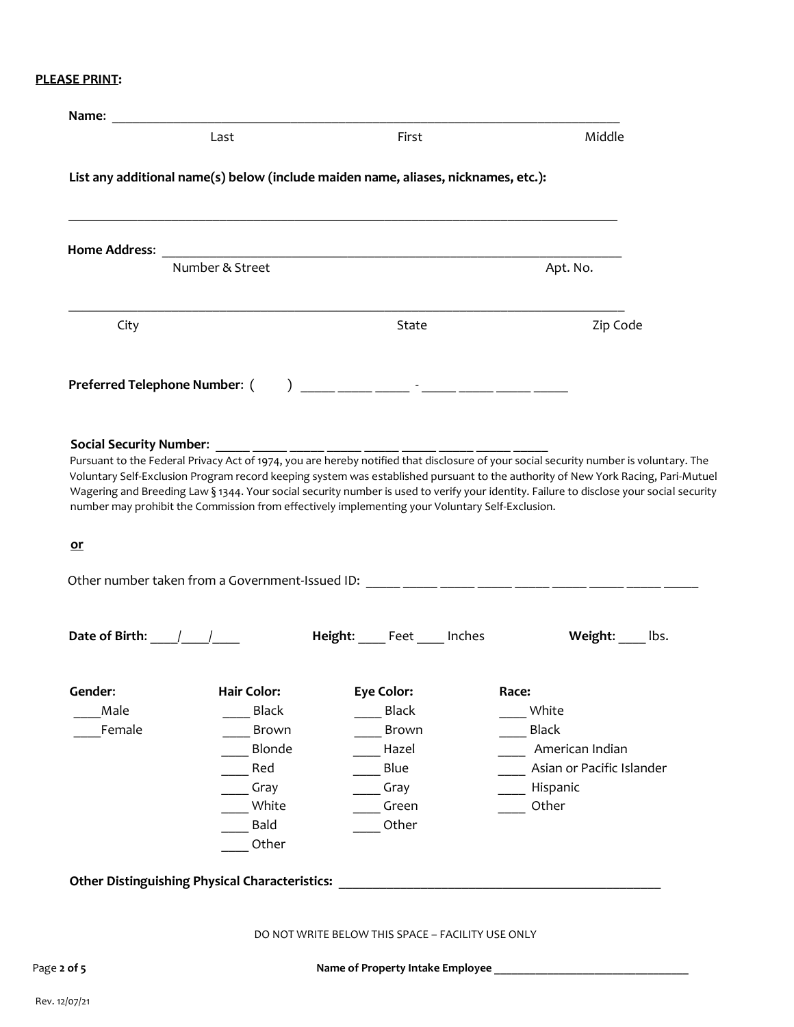**PLEASE PRINT:**

**Name:** ______________________________________________________________________________

Last                    First                    Middle

**List any additional name(s) below (include maiden name, aliases, nicknames, etc.):**

______________________________________________________________________________

**Home Address:** ______________________________________________________________________

Number & Street                    Apt. No.

______________________________________________________________________________

City                    State                    Zip Code

**Preferred Telephone Number:** (        ) _____ _____ _____ - _____ _____ _____ _____

**Social Security Number:** _____ _____ _____ _____ _____ _____ _____ _____ _____

Pursuant to the Federal Privacy Act of 1974, you are hereby notified that disclosure of your social security number is voluntary. The Voluntary Self-Exclusion Program record keeping system was established pursuant to the authority of New York Racing, Pari-Mutuel Wagering and Breeding Law § 1344. Your social security number is used to verify your identity. Failure to disclose your social security number may prohibit the Commission from effectively implementing your Voluntary Self-Exclusion.

**or**

Other number taken from a Government-Issued ID: _____ _____ _____ _____ _____ _____ _____ _____ _____

**Date of Birth:** ____/____/____        **Height:** ____ Feet ____ Inches        **Weight:** ____ lbs.

| **Gender:** | **Hair Color:** | **Eye Color:** | **Race:** |
|---|---|---|---|
| ____Male | ____ Black | ____ Black | ____ White |
| ____Female | ____ Brown | ____ Brown | ____ Black |
| | ____ Blonde | ____ Hazel | ____ American Indian |
| | ____ Red | ____ Blue | ____ Asian or Pacific Islander |
| | ____ Gray | ____ Gray | ____ Hispanic |
| | ____ White | ____ Green | ____ Other |
| | ____ Bald | ____ Other | |
| | ____ Other | | |

**Other Distinguishing Physical Characteristics:** ______________________________________________

DO NOT WRITE BELOW THIS SPACE – FACILITY USE ONLY

**Name of Property Intake Employee** ________________________________

Rev. 12/07/21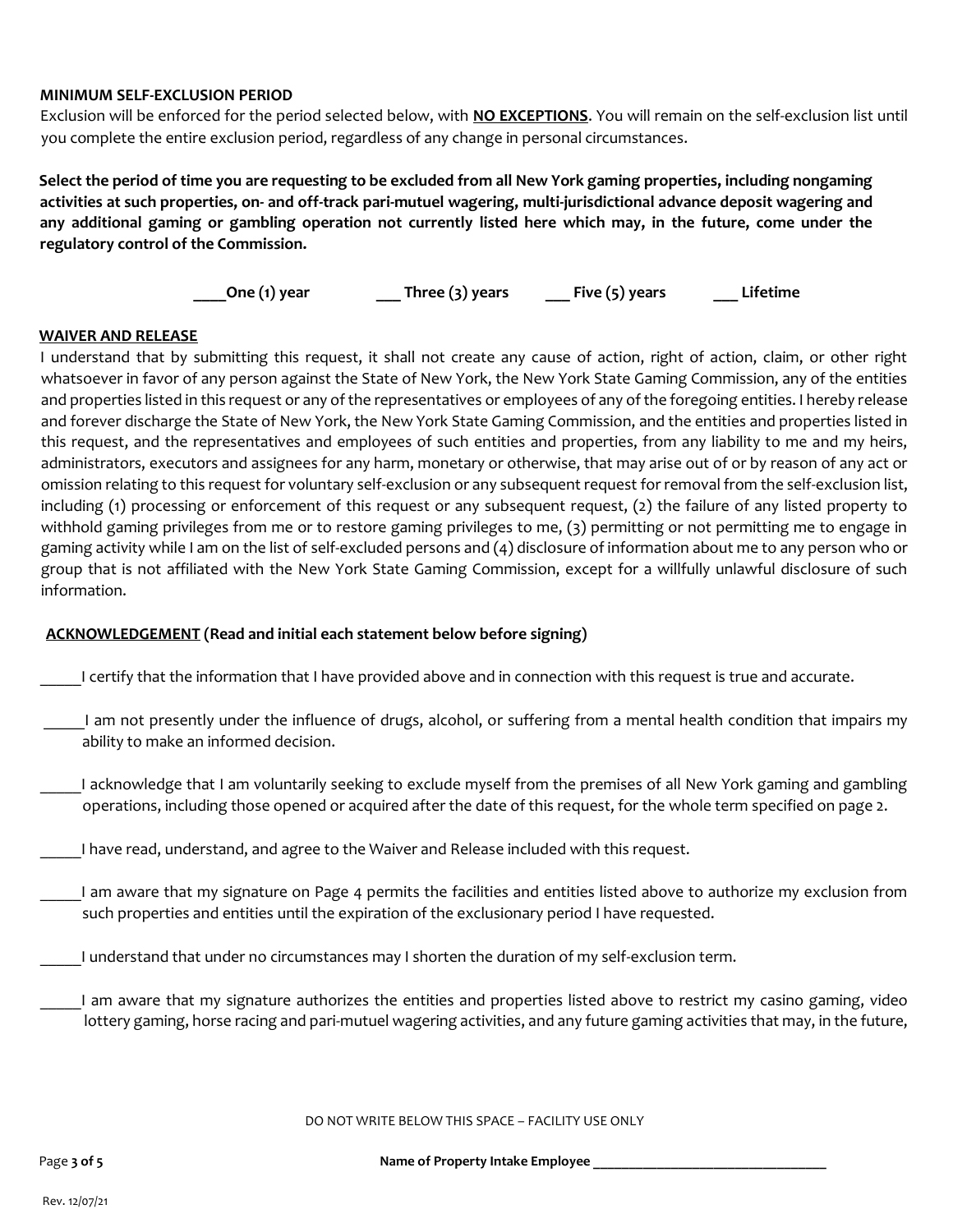**MINIMUM SELF-EXCLUSION PERIOD**

Exclusion will be enforced for the period selected below, with **NO EXCEPTIONS**. You will remain on the self-exclusion list until you complete the entire exclusion period, regardless of any change in personal circumstances.

**Select the period of time you are requesting to be excluded from all New York gaming properties, including nongaming activities at such properties, on- and off-track pari-mutuel wagering, multi-jurisdictional advance deposit wagering and any additional gaming or gambling operation not currently listed here which may, in the future, come under the regulatory control of the Commission.**

**____One (1) year** **___ Three (3) years** **___ Five (5) years** **___ Lifetime**

**WAIVER AND RELEASE**

I understand that by submitting this request, it shall not create any cause of action, right of action, claim, or other right whatsoever in favor of any person against the State of New York, the New York State Gaming Commission, any of the entities and properties listed in this request or any of the representatives or employees of any of the foregoing entities. I hereby release and forever discharge the State of New York, the New York State Gaming Commission, and the entities and properties listed in this request, and the representatives and employees of such entities and properties, from any liability to me and my heirs, administrators, executors and assignees for any harm, monetary or otherwise, that may arise out of or by reason of any act or omission relating to this request for voluntary self-exclusion or any subsequent request for removal from the self-exclusion list, including (1) processing or enforcement of this request or any subsequent request, (2) the failure of any listed property to withhold gaming privileges from me or to restore gaming privileges to me, (3) permitting or not permitting me to engage in gaming activity while I am on the list of self-excluded persons and (4) disclosure of information about me to any person who or group that is not affiliated with the New York State Gaming Commission, except for a willfully unlawful disclosure of such information.

**ACKNOWLEDGEMENT (Read and initial each statement below before signing)**

_____I certify that the information that I have provided above and in connection with this request is true and accurate.

_____I am not presently under the influence of drugs, alcohol, or suffering from a mental health condition that impairs my ability to make an informed decision.

_____I acknowledge that I am voluntarily seeking to exclude myself from the premises of all New York gaming and gambling operations, including those opened or acquired after the date of this request, for the whole term specified on page 2.

_____I have read, understand, and agree to the Waiver and Release included with this request.

_____I am aware that my signature on Page 4 permits the facilities and entities listed above to authorize my exclusion from such properties and entities until the expiration of the exclusionary period I have requested.

_____I understand that under no circumstances may I shorten the duration of my self-exclusion term.

_____I am aware that my signature authorizes the entities and properties listed above to restrict my casino gaming, video lottery gaming, horse racing and pari-mutuel wagering activities, and any future gaming activities that may, in the future,

DO NOT WRITE BELOW THIS SPACE – FACILITY USE ONLY

**Name of Property Intake Employee** _________________________________

Rev. 12/07/21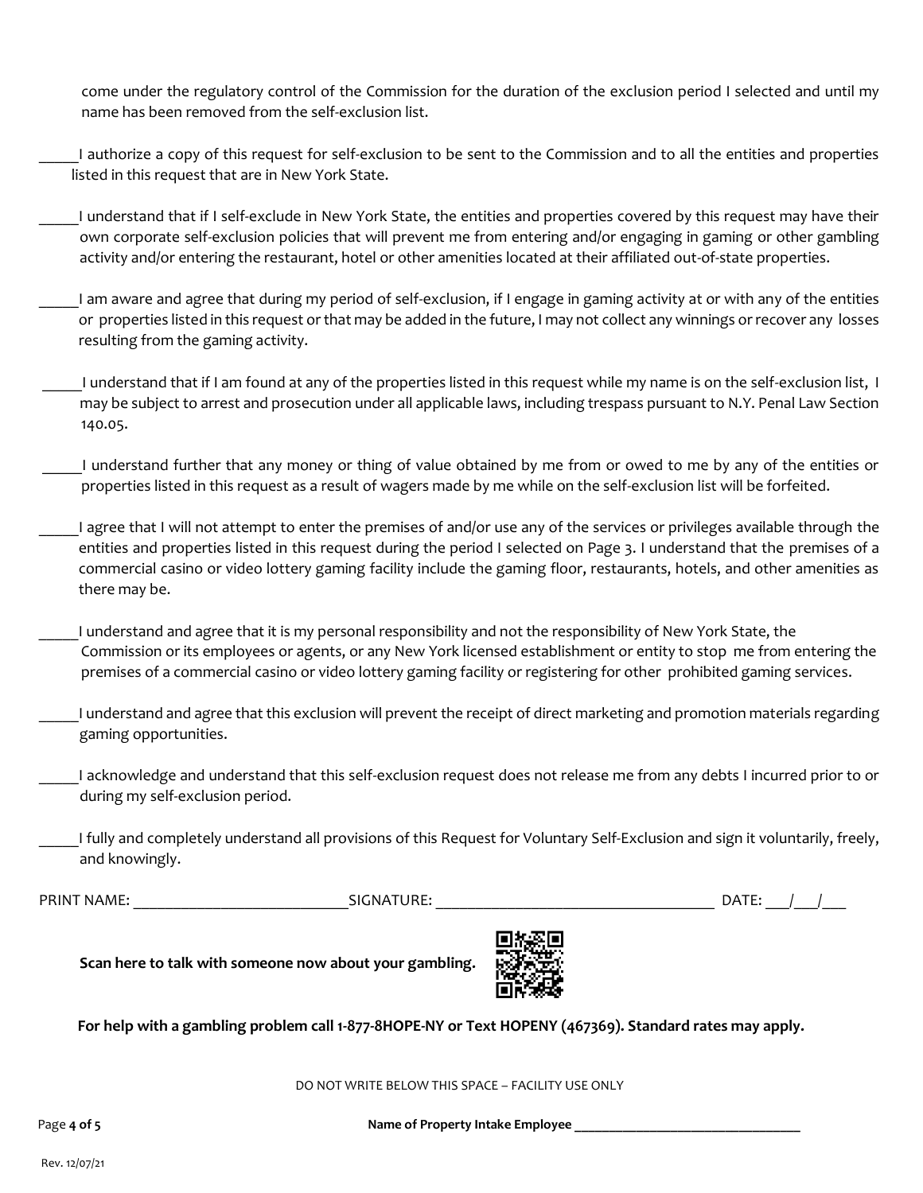come under the regulatory control of the Commission for the duration of the exclusion period I selected and until my name has been removed from the self-exclusion list.

_____I authorize a copy of this request for self-exclusion to be sent to the Commission and to all the entities and properties listed in this request that are in New York State.

_____I understand that if I self-exclude in New York State, the entities and properties covered by this request may have their own corporate self-exclusion policies that will prevent me from entering and/or engaging in gaming or other gambling activity and/or entering the restaurant, hotel or other amenities located at their affiliated out-of-state properties.

_____I am aware and agree that during my period of self-exclusion, if I engage in gaming activity at or with any of the entities or properties listed in this request or that may be added in the future, I may not collect any winnings or recover any losses resulting from the gaming activity.

_____I understand that if I am found at any of the properties listed in this request while my name is on the self-exclusion list, I may be subject to arrest and prosecution under all applicable laws, including trespass pursuant to N.Y. Penal Law Section 140.05.

_____I understand further that any money or thing of value obtained by me from or owed to me by any of the entities or properties listed in this request as a result of wagers made by me while on the self-exclusion list will be forfeited.

_____I agree that I will not attempt to enter the premises of and/or use any of the services or privileges available through the entities and properties listed in this request during the period I selected on Page 3. I understand that the premises of a commercial casino or video lottery gaming facility include the gaming floor, restaurants, hotels, and other amenities as there may be.

_____I understand and agree that it is my personal responsibility and not the responsibility of New York State, the Commission or its employees or agents, or any New York licensed establishment or entity to stop me from entering the premises of a commercial casino or video lottery gaming facility or registering for other prohibited gaming services.

_____I understand and agree that this exclusion will prevent the receipt of direct marketing and promotion materials regarding gaming opportunities.

_____I acknowledge and understand that this self-exclusion request does not release me from any debts I incurred prior to or during my self-exclusion period.

_____I fully and completely understand all provisions of this Request for Voluntary Self-Exclusion and sign it voluntarily, freely, and knowingly.

PRINT NAME: ___________________________ SIGNATURE: ___________________________________ DATE: ___/___/___

**Scan here to talk with someone now about your gambling.**

**For help with a gambling problem call 1-877-8HOPE-NY or Text HOPENY (467369). Standard rates may apply.**

DO NOT WRITE BELOW THIS SPACE – FACILITY USE ONLY

**Name of Property Intake Employee** ________________________________

Rev. 12/07/21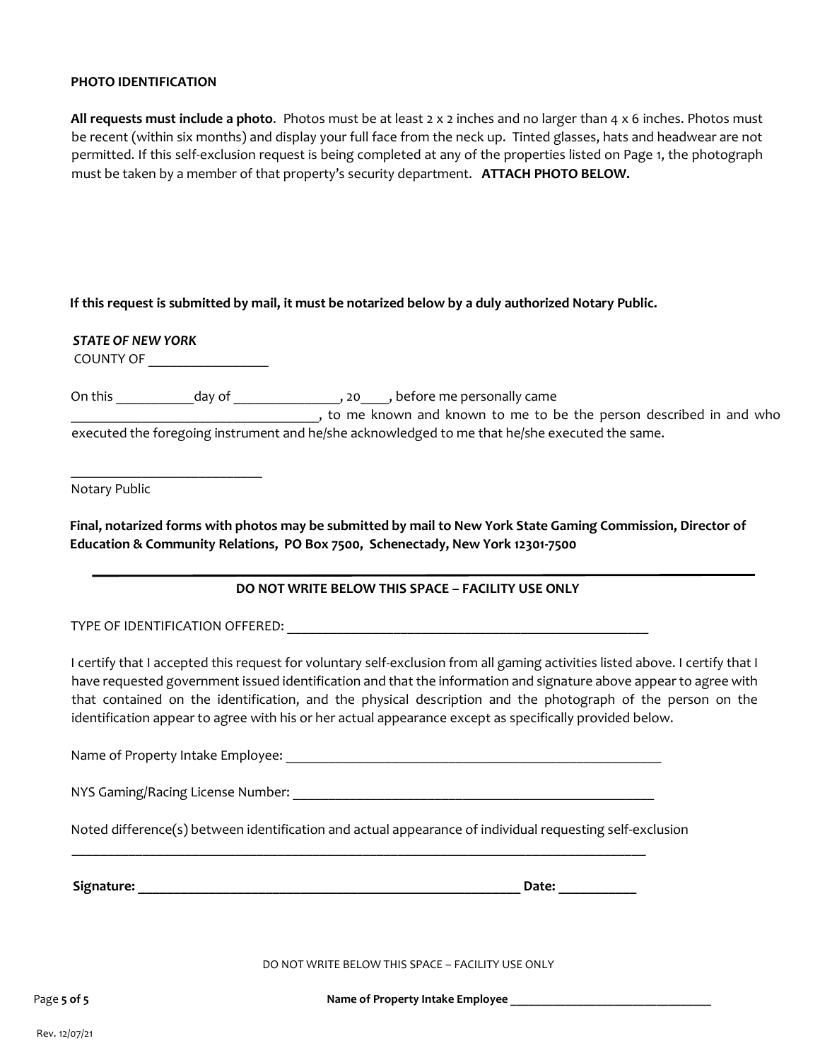**PHOTO IDENTIFICATION**

**All requests must include a photo**. Photos must be at least 2 x 2 inches and no larger than 4 x 6 inches. Photos must be recent (within six months) and display your full face from the neck up. Tinted glasses, hats and headwear are not permitted. If this self-exclusion request is being completed at any of the properties listed on Page 1, the photograph must be taken by a member of that property's security department. **ATTACH PHOTO BELOW.**

**If this request is submitted by mail, it must be notarized below by a duly authorized Notary Public.**

***STATE OF NEW YORK***
COUNTY OF _________________

On this ___________day of _______________, 20____, before me personally came ___________________________________, to me known and known to me to be the person described in and who executed the foregoing instrument and he/she acknowledged to me that he/she executed the same.

____________________________
Notary Public

**Final, notarized forms with photos may be submitted by mail to New York State Gaming Commission, Director of Education & Community Relations, PO Box 7500, Schenectady, New York 12301-7500**

---

**DO NOT WRITE BELOW THIS SPACE – FACILITY USE ONLY**

TYPE OF IDENTIFICATION OFFERED: ______________________________________________________

I certify that I accepted this request for voluntary self-exclusion from all gaming activities listed above. I certify that I have requested government issued identification and that the information and signature above appear to agree with that contained on the identification, and the physical description and the photograph of the person on the identification appear to agree with his or her actual appearance except as specifically provided below.

Name of Property Intake Employee: _________________________________________________________

NYS Gaming/Racing License Number: ______________________________________________________

Noted difference(s) between identification and actual appearance of individual requesting self-exclusion
_____________________________________________________________________________________

**Signature: _________________________________________________________ Date: ___________**

DO NOT WRITE BELOW THIS SPACE – FACILITY USE ONLY

**Name of Property Intake Employee** _________________________________

Rev. 12/07/21